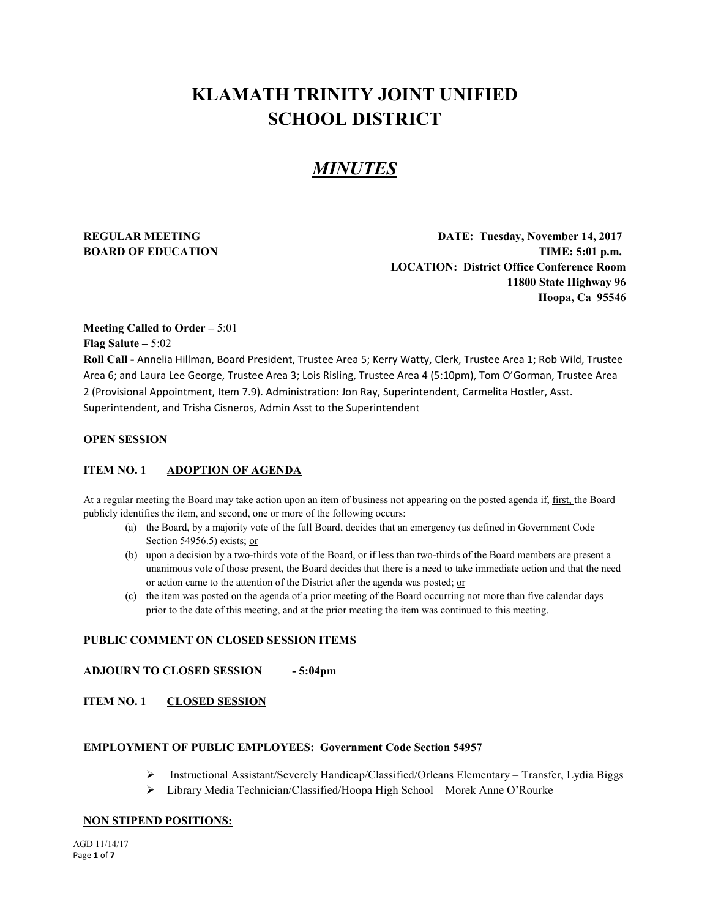# KLAMATH TRINITY JOINT UNIFIED SCHOOL DISTRICT

## *MINUTES*

**REGULAR MEETING**
**BOARD OF EDUCATION**

**DATE: Tuesday, November 14, 2017**
**TIME: 5:01 p.m.**
**LOCATION: District Office Conference Room**
**11800 State Highway 96**
**Hoopa, Ca 95546**

**Meeting Called to Order –** 5:01
**Flag Salute –** 5:02
**Roll Call -** Annelia Hillman, Board President, Trustee Area 5; Kerry Watty, Clerk, Trustee Area 1; Rob Wild, Trustee Area 6; and Laura Lee George, Trustee Area 3; Lois Risling, Trustee Area 4 (5:10pm), Tom O'Gorman, Trustee Area 2 (Provisional Appointment, Item 7.9). Administration: Jon Ray, Superintendent, Carmelita Hostler, Asst. Superintendent, and Trisha Cisneros, Admin Asst to the Superintendent

**OPEN SESSION**

**ITEM NO. 1 ADOPTION OF AGENDA**

At a regular meeting the Board may take action upon an item of business not appearing on the posted agenda if, first, the Board publicly identifies the item, and second, one or more of the following occurs:

(a) the Board, by a majority vote of the full Board, decides that an emergency (as defined in Government Code Section 54956.5) exists; or
(b) upon a decision by a two-thirds vote of the Board, or if less than two-thirds of the Board members are present a unanimous vote of those present, the Board decides that there is a need to take immediate action and that the need or action came to the attention of the District after the agenda was posted; or
(c) the item was posted on the agenda of a prior meeting of the Board occurring not more than five calendar days prior to the date of this meeting, and at the prior meeting the item was continued to this meeting.

**PUBLIC COMMENT ON CLOSED SESSION ITEMS**

**ADJOURN TO CLOSED SESSION - 5:04pm**

**ITEM NO. 1 CLOSED SESSION**

**EMPLOYMENT OF PUBLIC EMPLOYEES: Government Code Section 54957**

- Instructional Assistant/Severely Handicap/Classified/Orleans Elementary – Transfer, Lydia Biggs
- Library Media Technician/Classified/Hoopa High School – Morek Anne O'Rourke

**NON STIPEND POSITIONS:**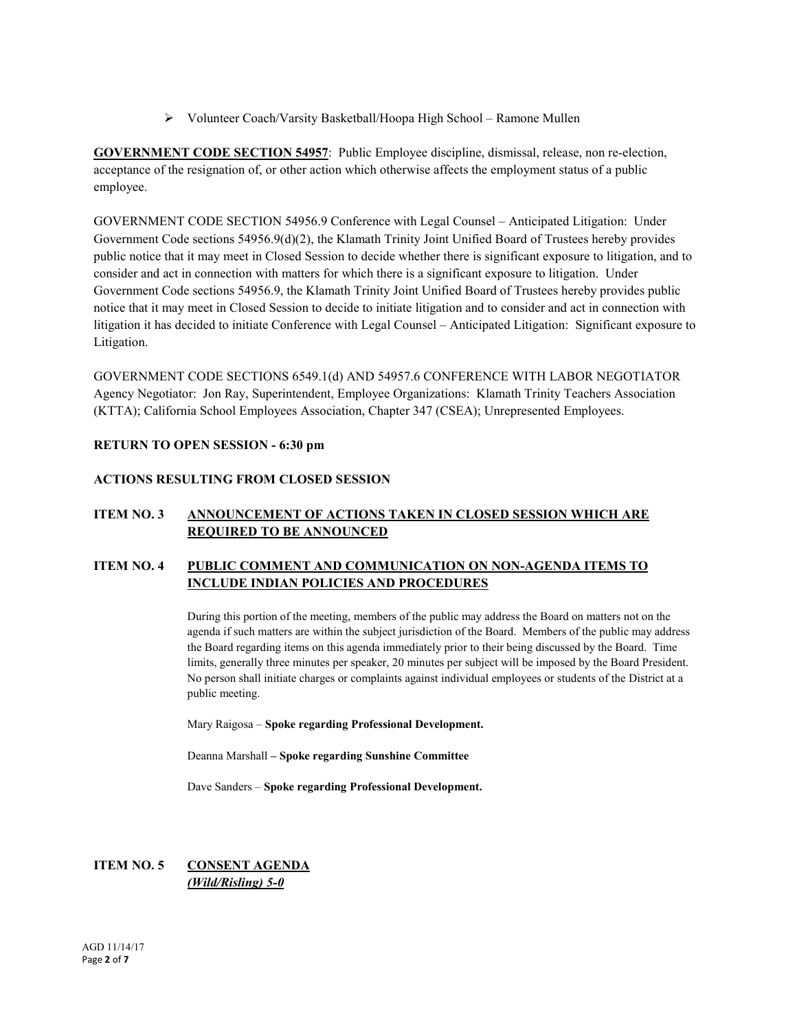- Volunteer Coach/Varsity Basketball/Hoopa High School – Ramone Mullen

**GOVERNMENT CODE SECTION 54957**: Public Employee discipline, dismissal, release, non re-election, acceptance of the resignation of, or other action which otherwise affects the employment status of a public employee.

GOVERNMENT CODE SECTION 54956.9 Conference with Legal Counsel – Anticipated Litigation: Under Government Code sections 54956.9(d)(2), the Klamath Trinity Joint Unified Board of Trustees hereby provides public notice that it may meet in Closed Session to decide whether there is significant exposure to litigation, and to consider and act in connection with matters for which there is a significant exposure to litigation. Under Government Code sections 54956.9, the Klamath Trinity Joint Unified Board of Trustees hereby provides public notice that it may meet in Closed Session to decide to initiate litigation and to consider and act in connection with litigation it has decided to initiate Conference with Legal Counsel – Anticipated Litigation: Significant exposure to Litigation.

GOVERNMENT CODE SECTIONS 6549.1(d) AND 54957.6 CONFERENCE WITH LABOR NEGOTIATOR Agency Negotiator: Jon Ray, Superintendent, Employee Organizations: Klamath Trinity Teachers Association (KTTA); California School Employees Association, Chapter 347 (CSEA); Unrepresented Employees.

**RETURN TO OPEN SESSION - 6:30 pm**

**ACTIONS RESULTING FROM CLOSED SESSION**

**ITEM NO. 3 ANNOUNCEMENT OF ACTIONS TAKEN IN CLOSED SESSION WHICH ARE REQUIRED TO BE ANNOUNCED**

**ITEM NO. 4 PUBLIC COMMENT AND COMMUNICATION ON NON-AGENDA ITEMS TO INCLUDE INDIAN POLICIES AND PROCEDURES**

During this portion of the meeting, members of the public may address the Board on matters not on the agenda if such matters are within the subject jurisdiction of the Board. Members of the public may address the Board regarding items on this agenda immediately prior to their being discussed by the Board. Time limits, generally three minutes per speaker, 20 minutes per subject will be imposed by the Board President. No person shall initiate charges or complaints against individual employees or students of the District at a public meeting.

Mary Raigosa – **Spoke regarding Professional Development.**

Deanna Marshall **– Spoke regarding Sunshine Committee**

Dave Sanders – **Spoke regarding Professional Development.**

**ITEM NO. 5 CONSENT AGENDA**
***(Wild/Risling) 5-0***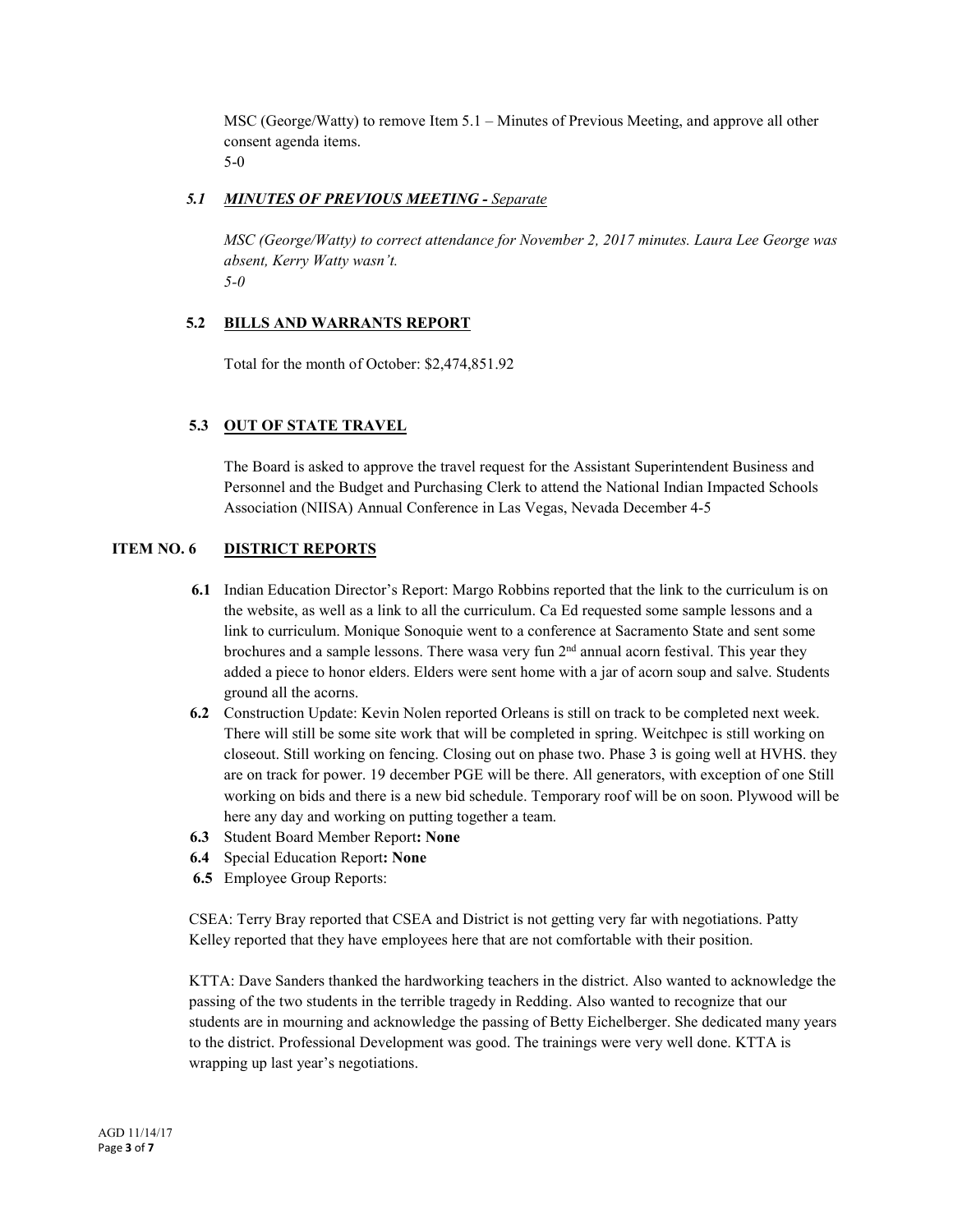MSC (George/Watty) to remove Item 5.1 – Minutes of Previous Meeting, and approve all other consent agenda items.
5-0

### *5.1 MINUTES OF PREVIOUS MEETING - Separate*

*MSC (George/Watty) to correct attendance for November 2, 2017 minutes. Laura Lee George was absent, Kerry Watty wasn't.*
*5-0*

### 5.2 BILLS AND WARRANTS REPORT

Total for the month of October: $2,474,851.92

### 5.3 OUT OF STATE TRAVEL

The Board is asked to approve the travel request for the Assistant Superintendent Business and Personnel and the Budget and Purchasing Clerk to attend the National Indian Impacted Schools Association (NIISA) Annual Conference in Las Vegas, Nevada December 4-5

## ITEM NO. 6 DISTRICT REPORTS

- **6.1** Indian Education Director's Report: Margo Robbins reported that the link to the curriculum is on the website, as well as a link to all the curriculum. Ca Ed requested some sample lessons and a link to curriculum. Monique Sonoquie went to a conference at Sacramento State and sent some brochures and a sample lessons. There wasa very fun 2nd annual acorn festival. This year they added a piece to honor elders. Elders were sent home with a jar of acorn soup and salve. Students ground all the acorns.
- **6.2** Construction Update: Kevin Nolen reported Orleans is still on track to be completed next week. There will still be some site work that will be completed in spring. Weitchpec is still working on closeout. Still working on fencing. Closing out on phase two. Phase 3 is going well at HVHS. they are on track for power. 19 december PGE will be there. All generators, with exception of one Still working on bids and there is a new bid schedule. Temporary roof will be on soon. Plywood will be here any day and working on putting together a team.
- **6.3** Student Board Member Report**: None**
- **6.4** Special Education Report**: None**
- **6.5** Employee Group Reports:

CSEA: Terry Bray reported that CSEA and District is not getting very far with negotiations. Patty Kelley reported that they have employees here that are not comfortable with their position.

KTTA: Dave Sanders thanked the hardworking teachers in the district. Also wanted to acknowledge the passing of the two students in the terrible tragedy in Redding. Also wanted to recognize that our students are in mourning and acknowledge the passing of Betty Eichelberger. She dedicated many years to the district. Professional Development was good. The trainings were very well done. KTTA is wrapping up last year's negotiations.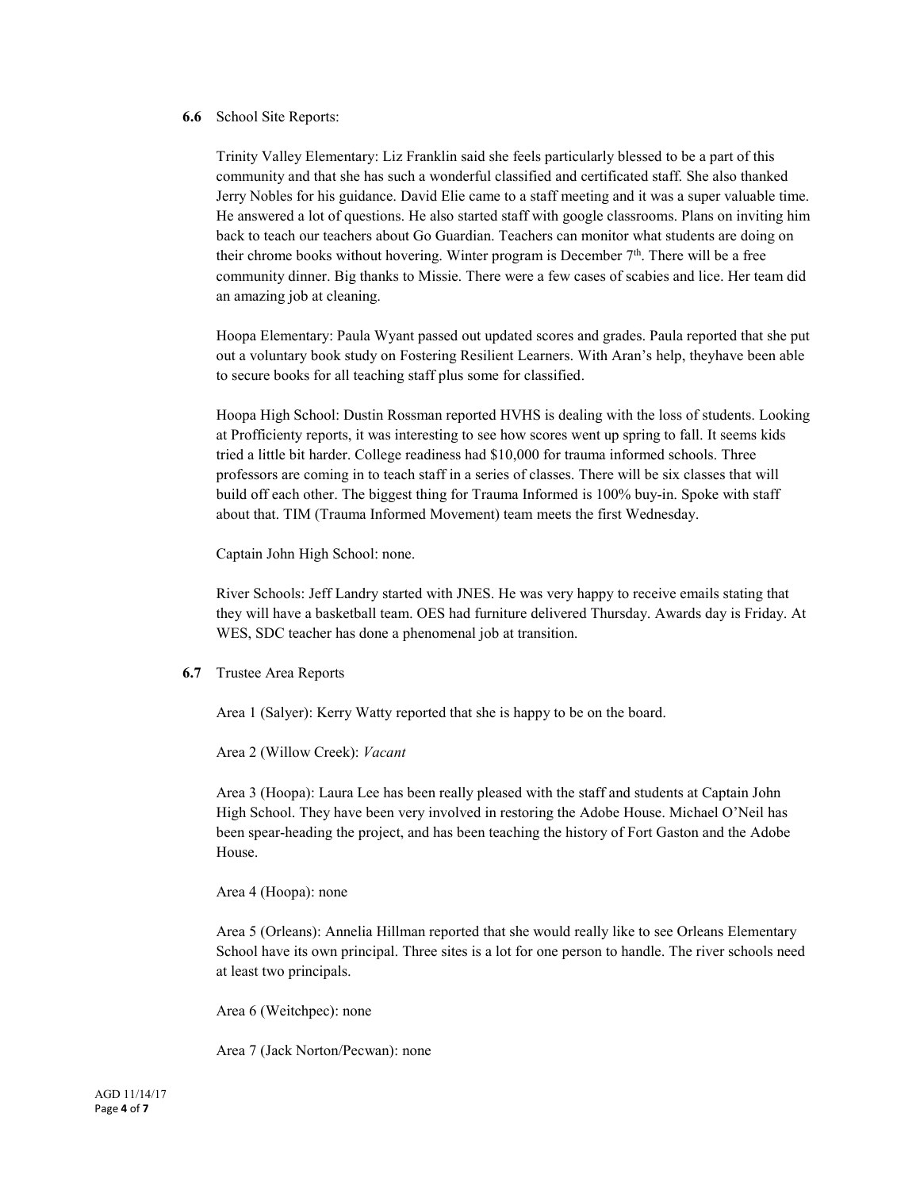**6.6** School Site Reports:

Trinity Valley Elementary: Liz Franklin said she feels particularly blessed to be a part of this community and that she has such a wonderful classified and certificated staff. She also thanked Jerry Nobles for his guidance. David Elie came to a staff meeting and it was a super valuable time. He answered a lot of questions. He also started staff with google classrooms. Plans on inviting him back to teach our teachers about Go Guardian. Teachers can monitor what students are doing on their chrome books without hovering. Winter program is December 7th. There will be a free community dinner. Big thanks to Missie. There were a few cases of scabies and lice. Her team did an amazing job at cleaning.

Hoopa Elementary: Paula Wyant passed out updated scores and grades. Paula reported that she put out a voluntary book study on Fostering Resilient Learners. With Aran's help, theyhave been able to secure books for all teaching staff plus some for classified.

Hoopa High School: Dustin Rossman reported HVHS is dealing with the loss of students. Looking at Profficienty reports, it was interesting to see how scores went up spring to fall. It seems kids tried a little bit harder. College readiness had $10,000 for trauma informed schools. Three professors are coming in to teach staff in a series of classes. There will be six classes that will build off each other. The biggest thing for Trauma Informed is 100% buy-in. Spoke with staff about that. TIM (Trauma Informed Movement) team meets the first Wednesday.

Captain John High School: none.

River Schools: Jeff Landry started with JNES. He was very happy to receive emails stating that they will have a basketball team. OES had furniture delivered Thursday. Awards day is Friday. At WES, SDC teacher has done a phenomenal job at transition.

**6.7** Trustee Area Reports

Area 1 (Salyer): Kerry Watty reported that she is happy to be on the board.

Area 2 (Willow Creek): *Vacant*

Area 3 (Hoopa): Laura Lee has been really pleased with the staff and students at Captain John High School. They have been very involved in restoring the Adobe House. Michael O'Neil has been spear-heading the project, and has been teaching the history of Fort Gaston and the Adobe House.

Area 4 (Hoopa): none

Area 5 (Orleans): Annelia Hillman reported that she would really like to see Orleans Elementary School have its own principal. Three sites is a lot for one person to handle. The river schools need at least two principals.

Area 6 (Weitchpec): none

Area 7 (Jack Norton/Pecwan): none

AGD 11/14/17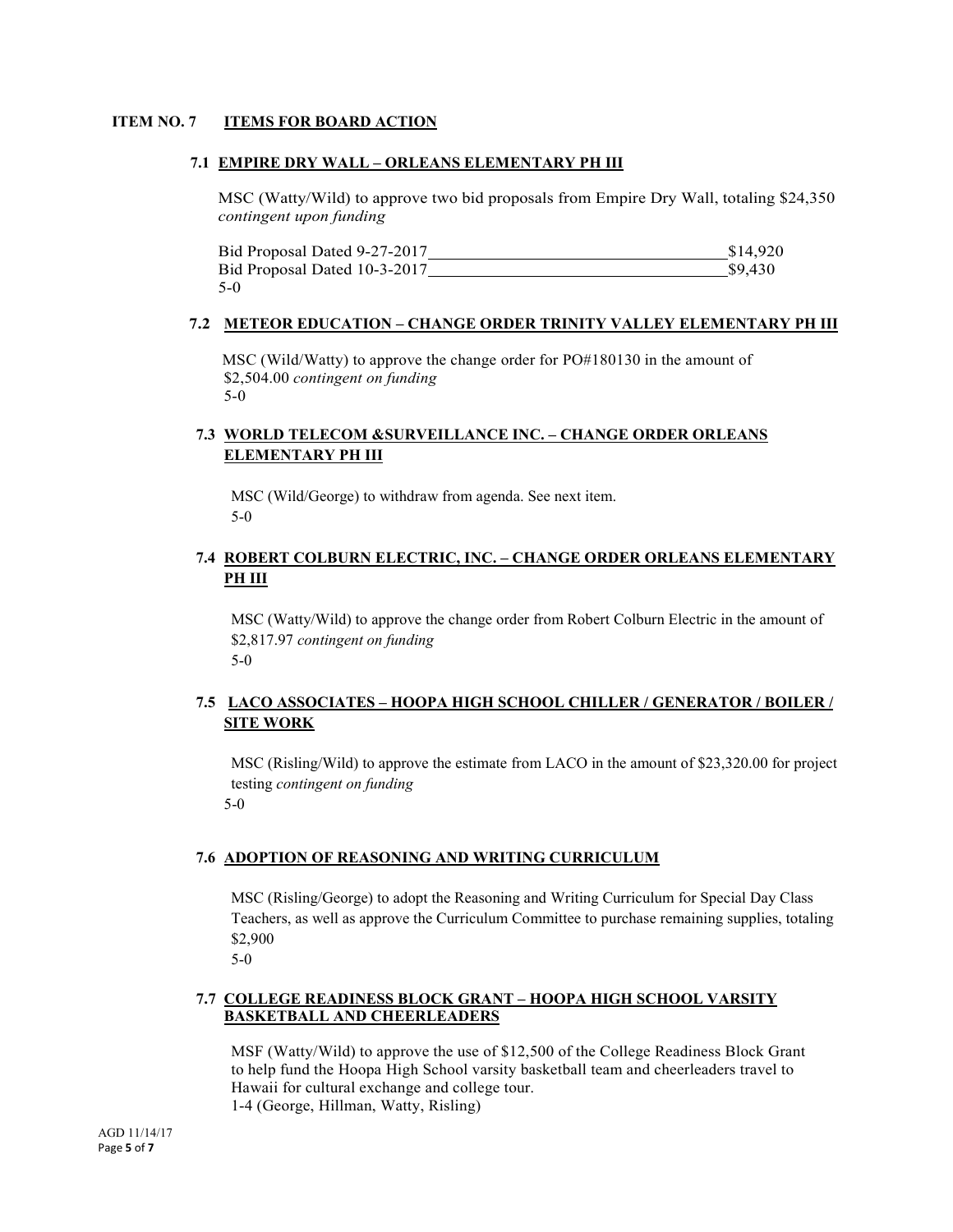## ITEM NO. 7 ITEMS FOR BOARD ACTION

### 7.1 EMPIRE DRY WALL – ORLEANS ELEMENTARY PH III

MSC (Watty/Wild) to approve two bid proposals from Empire Dry Wall, totaling $24,350 *contingent upon funding*

| | |
|---|---|
| Bid Proposal Dated 9-27-2017 | $14,920 |
| Bid Proposal Dated 10-3-2017 | $9,430 |

5-0

### 7.2 METEOR EDUCATION – CHANGE ORDER TRINITY VALLEY ELEMENTARY PH III

MSC (Wild/Watty) to approve the change order for PO#180130 in the amount of $2,504.00 *contingent on funding*
5-0

### 7.3 WORLD TELECOM &SURVEILLANCE INC. – CHANGE ORDER ORLEANS ELEMENTARY PH III

MSC (Wild/George) to withdraw from agenda. See next item.
5-0

### 7.4 ROBERT COLBURN ELECTRIC, INC. – CHANGE ORDER ORLEANS ELEMENTARY PH III

MSC (Watty/Wild) to approve the change order from Robert Colburn Electric in the amount of $2,817.97 *contingent on funding*
5-0

### 7.5 LACO ASSOCIATES – HOOPA HIGH SCHOOL CHILLER / GENERATOR / BOILER / SITE WORK

MSC (Risling/Wild) to approve the estimate from LACO in the amount of $23,320.00 for project testing *contingent on funding*
5-0

### 7.6 ADOPTION OF REASONING AND WRITING CURRICULUM

MSC (Risling/George) to adopt the Reasoning and Writing Curriculum for Special Day Class Teachers, as well as approve the Curriculum Committee to purchase remaining supplies, totaling $2,900
5-0

### 7.7 COLLEGE READINESS BLOCK GRANT – HOOPA HIGH SCHOOL VARSITY BASKETBALL AND CHEERLEADERS

MSF (Watty/Wild) to approve the use of $12,500 of the College Readiness Block Grant to help fund the Hoopa High School varsity basketball team and cheerleaders travel to Hawaii for cultural exchange and college tour.
1-4 (George, Hillman, Watty, Risling)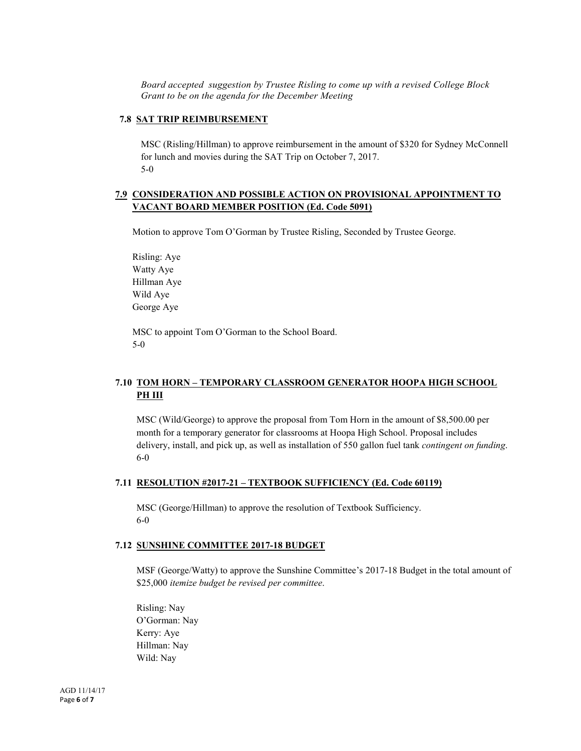*Board accepted suggestion by Trustee Risling to come up with a revised College Block Grant to be on the agenda for the December Meeting*

### 7.8 SAT TRIP REIMBURSEMENT

MSC (Risling/Hillman) to approve reimbursement in the amount of $320 for Sydney McConnell for lunch and movies during the SAT Trip on October 7, 2017.
5-0

### 7.9 CONSIDERATION AND POSSIBLE ACTION ON PROVISIONAL APPOINTMENT TO VACANT BOARD MEMBER POSITION (Ed. Code 5091)

Motion to approve Tom O'Gorman by Trustee Risling, Seconded by Trustee George.

Risling: Aye
Watty Aye
Hillman Aye
Wild Aye
George Aye

MSC to appoint Tom O'Gorman to the School Board.
5-0

### 7.10 TOM HORN – TEMPORARY CLASSROOM GENERATOR HOOPA HIGH SCHOOL PH III

MSC (Wild/George) to approve the proposal from Tom Horn in the amount of $8,500.00 per month for a temporary generator for classrooms at Hoopa High School. Proposal includes delivery, install, and pick up, as well as installation of 550 gallon fuel tank *contingent on funding*.
6-0

### 7.11 RESOLUTION #2017-21 – TEXTBOOK SUFFICIENCY (Ed. Code 60119)

MSC (George/Hillman) to approve the resolution of Textbook Sufficiency.
6-0

### 7.12 SUNSHINE COMMITTEE 2017-18 BUDGET

MSF (George/Watty) to approve the Sunshine Committee's 2017-18 Budget in the total amount of $25,000 *itemize budget be revised per committee*.

Risling: Nay
O'Gorman: Nay
Kerry: Aye
Hillman: Nay
Wild: Nay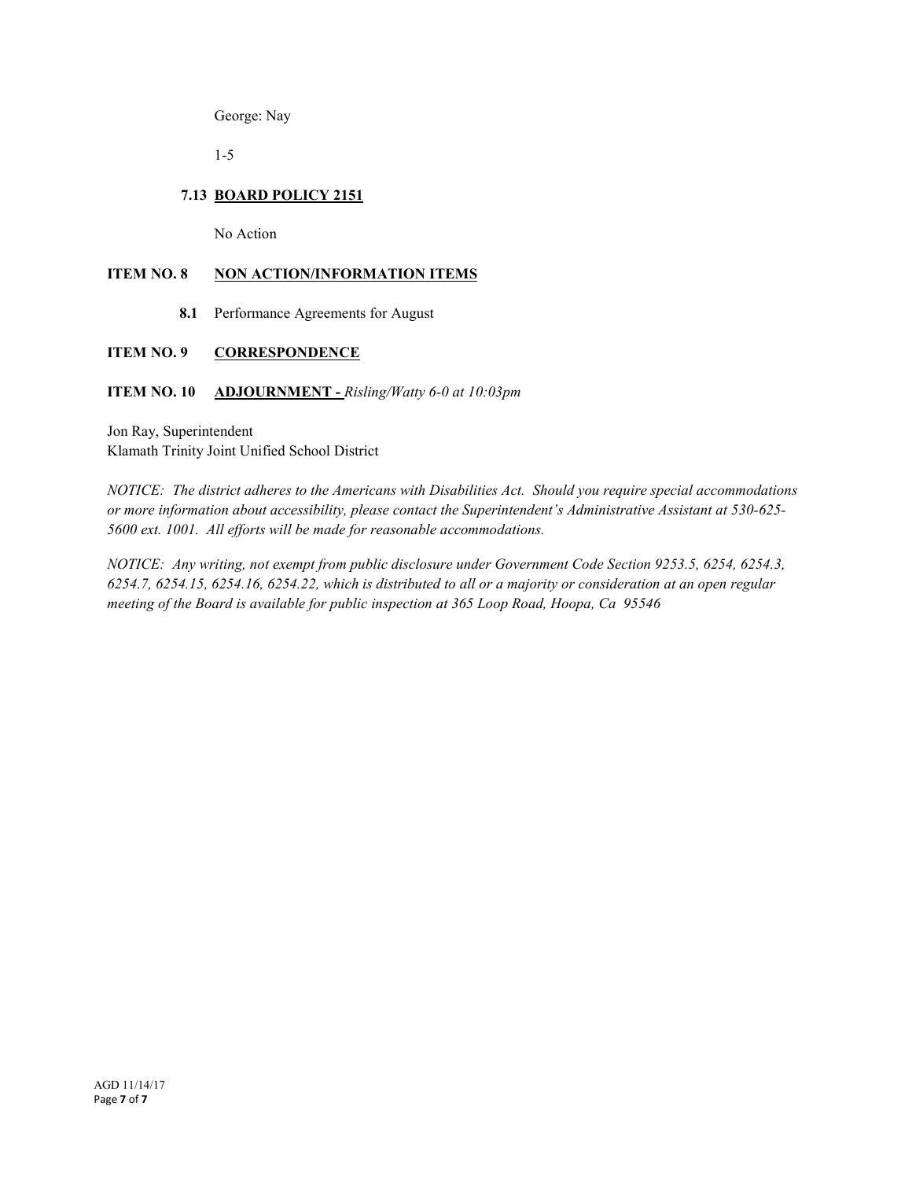George: Nay

1-5

**7.13 BOARD POLICY 2151**

No Action

**ITEM NO. 8 NON ACTION/INFORMATION ITEMS**

**8.1** Performance Agreements for August

**ITEM NO. 9 CORRESPONDENCE**

**ITEM NO. 10 ADJOURNMENT -** *Risling/Watty 6-0 at 10:03pm*

Jon Ray, Superintendent
Klamath Trinity Joint Unified School District

*NOTICE: The district adheres to the Americans with Disabilities Act. Should you require special accommodations or more information about accessibility, please contact the Superintendent's Administrative Assistant at 530-625-5600 ext. 1001. All efforts will be made for reasonable accommodations.*

*NOTICE: Any writing, not exempt from public disclosure under Government Code Section 9253.5, 6254, 6254.3, 6254.7, 6254.15, 6254.16, 6254.22, which is distributed to all or a majority or consideration at an open regular meeting of the Board is available for public inspection at 365 Loop Road, Hoopa, Ca 95546*

AGD 11/14/17